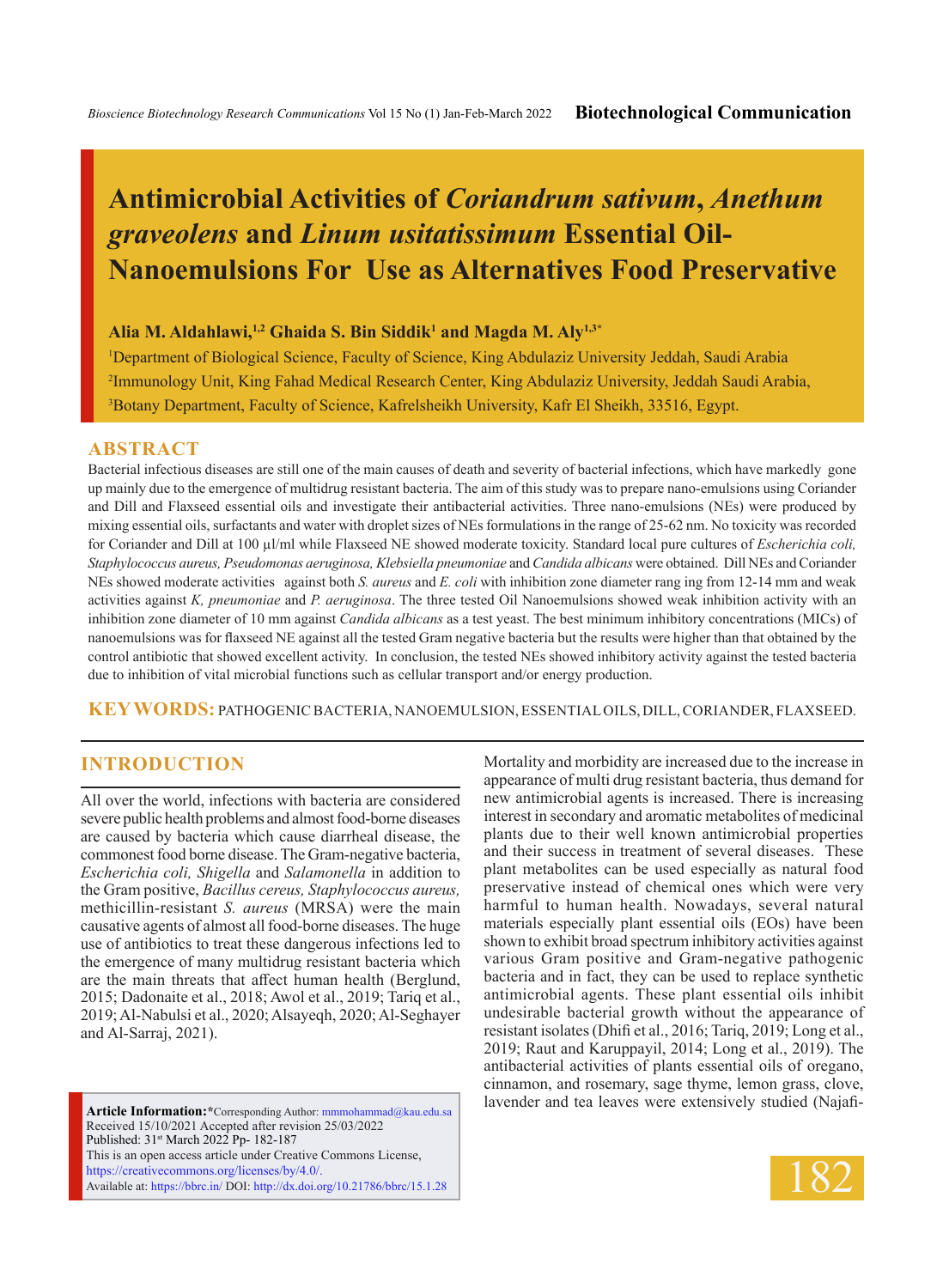# Antimicrobial Activities of *Coriandrum sativum*, *Anethum graveolens* and *Linum usitatissimum* Essential Oil-Nanoemulsions For Use as Alternatives Food Preservative

**Alia M. Aldahlawi,[1,2] Ghaida S. Bin Siddik[1] and Magda M. Aly[1,3]***

[1]Department of Biological Science, Faculty of Science, King Abdulaziz University Jeddah, Saudi Arabia

[2]Immunology Unit, King Fahad Medical Research Center, King Abdulaziz University, Jeddah Saudi Arabia,

[3]Botany Department, Faculty of Science, Kafrelsheikh University, Kafr El Sheikh, 33516, Egypt.

## ABSTRACT

Bacterial infectious diseases are still one of the main causes of death and severity of bacterial infections, which have markedly gone up mainly due to the emergence of multidrug resistant bacteria. The aim of this study was to prepare nano-emulsions using Coriander and Dill and Flaxseed essential oils and investigate their antibacterial activities. Three nano-emulsions (NEs) were produced by mixing essential oils, surfactants and water with droplet sizes of NEs formulations in the range of 25-62 nm. No toxicity was recorded for Coriander and Dill at 100 µl/ml while Flaxseed NE showed moderate toxicity. Standard local pure cultures of *Escherichia coli, Staphylococcus aureus, Pseudomonas aeruginosa, Klebsiella pneumoniae* and *Candida albicans* were obtained. Dill NEs and Coriander NEs showed moderate activities against both *S. aureus* and *E. coli* with inhibition zone diameter rang ing from 12-14 mm and weak activities against *K, pneumoniae* and *P. aeruginosa*. The three tested Oil Nanoemulsions showed weak inhibition activity with an inhibition zone diameter of 10 mm against *Candida albicans* as a test yeast. The best minimum inhibitory concentrations (MICs) of nanoemulsions was for flaxseed NE against all the tested Gram negative bacteria but the results were higher than that obtained by the control antibiotic that showed excellent activity. In conclusion, the tested NEs showed inhibitory activity against the tested bacteria due to inhibition of vital microbial functions such as cellular transport and/or energy production.

**KEY WORDS:** PATHOGENIC BACTERIA, NANOEMULSION, ESSENTIAL OILS, DILL, CORIANDER, FLAXSEED.

## INTRODUCTION

All over the world, infections with bacteria are considered severe public health problems and almost food-borne diseases are caused by bacteria which cause diarrheal disease, the commonest food borne disease. The Gram-negative bacteria, *Escherichia coli, Shigella* and *Salamonella* in addition to the Gram positive, *Bacillus cereus, Staphylococcus aureus,* methicillin-resistant *S. aureus* (MRSA) were the main causative agents of almost all food-borne diseases. The huge use of antibiotics to treat these dangerous infections led to the emergence of many multidrug resistant bacteria which are the main threats that affect human health (Berglund, 2015; Dadonaite et al., 2018; Awol et al., 2019; Tariq et al., 2019; Al-Nabulsi et al., 2020; Alsayeqh, 2020; Al-Seghayer and Al-Sarraj, 2021).

Mortality and morbidity are increased due to the increase in appearance of multi drug resistant bacteria, thus demand for new antimicrobial agents is increased. There is increasing interest in secondary and aromatic metabolites of medicinal plants due to their well known antimicrobial properties and their success in treatment of several diseases. These plant metabolites can be used especially as natural food preservative instead of chemical ones which were very harmful to human health. Nowadays, several natural materials especially plant essential oils (EOs) have been shown to exhibit broad spectrum inhibitory activities against various Gram positive and Gram-negative pathogenic bacteria and in fact, they can be used to replace synthetic antimicrobial agents. These plant essential oils inhibit undesirable bacterial growth without the appearance of resistant isolates (Dhifi et al., 2016; Tariq, 2019; Long et al., 2019; Raut and Karuppayil, 2014; Long et al., 2019). The antibacterial activities of plants essential oils of oregano, cinnamon, and rosemary, sage thyme, lemon grass, clove, lavender and tea leaves were extensively studied (Najafi-

**Article Information:***Corresponding Author: mmmohammad@kau.edu.sa
Received 15/10/2021 Accepted after revision 25/03/2022
Published: 31st March 2022 Pp- 182-187
This is an open access article under Creative Commons License, https://creativecommons.org/licenses/by/4.0/.
Available at: https://bbrc.in/ DOI: http://dx.doi.org/10.21786/bbrc/15.1.28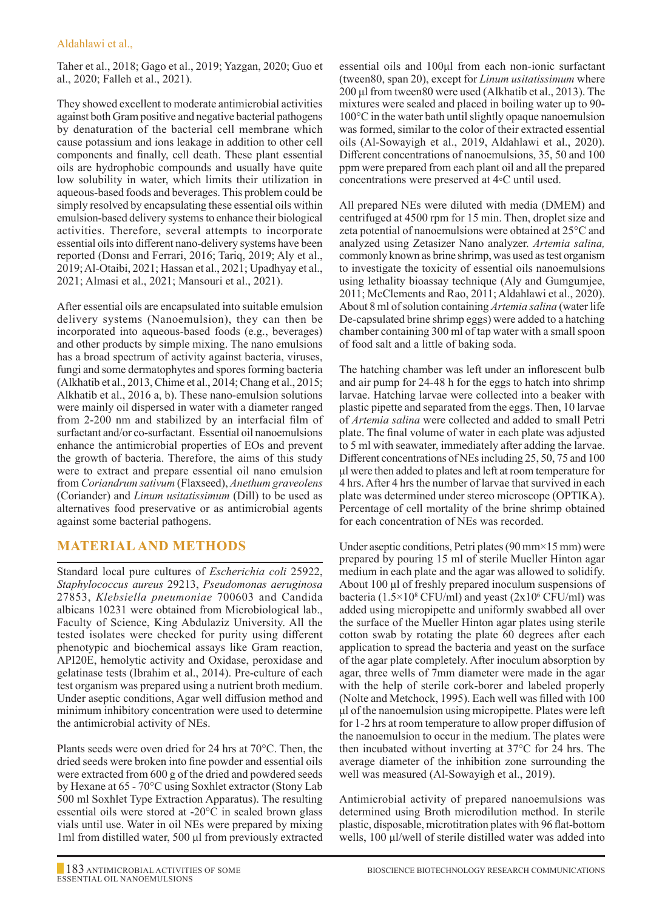Taher et al., 2018; Gago et al., 2019; Yazgan, 2020; Guo et al., 2020; Falleh et al., 2021).

They showed excellent to moderate antimicrobial activities against both Gram positive and negative bacterial pathogens by denaturation of the bacterial cell membrane which cause potassium and ions leakage in addition to other cell components and finally, cell death. These plant essential oils are hydrophobic compounds and usually have quite low solubility in water, which limits their utilization in aqueous-based foods and beverages. This problem could be simply resolved by encapsulating these essential oils within emulsion-based delivery systems to enhance their biological activities. Therefore, several attempts to incorporate essential oils into different nano-delivery systems have been reported (Donsı and Ferrari, 2016; Tariq, 2019; Aly et al., 2019; Al-Otaibi, 2021; Hassan et al., 2021; Upadhyay et al., 2021; Almasi et al., 2021; Mansouri et al., 2021).

After essential oils are encapsulated into suitable emulsion delivery systems (Nanoemulsion), they can then be incorporated into aqueous-based foods (e.g., beverages) and other products by simple mixing. The nano emulsions has a broad spectrum of activity against bacteria, viruses, fungi and some dermatophytes and spores forming bacteria (Alkhatib et al., 2013, Chime et al., 2014; Chang et al., 2015; Alkhatib et al., 2016 a, b). These nano-emulsion solutions were mainly oil dispersed in water with a diameter ranged from 2-200 nm and stabilized by an interfacial film of surfactant and/or co-surfactant. Essential oil nanoemulsions enhance the antimicrobial properties of EOs and prevent the growth of bacteria. Therefore, the aims of this study were to extract and prepare essential oil nano emulsion from *Coriandrum sativum* (Flaxseed), *Anethum graveolens* (Coriander) and *Linum usitatissimum* (Dill) to be used as alternatives food preservative or as antimicrobial agents against some bacterial pathogens.

## MATERIAL AND METHODS

Standard local pure cultures of *Escherichia coli* 25922, *Staphylococcus aureus* 29213, *Pseudomonas aeruginosa* 27853, *Klebsiella pneumoniae* 700603 and Candida albicans 10231 were obtained from Microbiological lab., Faculty of Science, King Abdulaziz University. All the tested isolates were checked for purity using different phenotypic and biochemical assays like Gram reaction, API20E, hemolytic activity and Oxidase, peroxidase and gelatinase tests (Ibrahim et al., 2014). Pre-culture of each test organism was prepared using a nutrient broth medium. Under aseptic conditions, Agar well diffusion method and minimum inhibitory concentration were used to determine the antimicrobial activity of NEs.

Plants seeds were oven dried for 24 hrs at 70°C. Then, the dried seeds were broken into fine powder and essential oils were extracted from 600 g of the dried and powdered seeds by Hexane at 65 - 70°C using Soxhlet extractor (Stony Lab 500 ml Soxhlet Type Extraction Apparatus). The resulting essential oils were stored at -20°C in sealed brown glass vials until use. Water in oil NEs were prepared by mixing 1ml from distilled water, 500 µl from previously extracted essential oils and 100µl from each non-ionic surfactant (tween80, span 20), except for *Linum usitatissimum* where 200 µl from tween80 were used (Alkhatib et al., 2013). The mixtures were sealed and placed in boiling water up to 90-100°C in the water bath until slightly opaque nanoemulsion was formed, similar to the color of their extracted essential oils (Al-Sowayigh et al., 2019, Aldahlawi et al., 2020). Different concentrations of nanoemulsions, 35, 50 and 100 ppm were prepared from each plant oil and all the prepared concentrations were preserved at 4◦C until used.

All prepared NEs were diluted with media (DMEM) and centrifuged at 4500 rpm for 15 min. Then, droplet size and zeta potential of nanoemulsions were obtained at 25°C and analyzed using Zetasizer Nano analyzer. *Artemia salina,* commonly known as brine shrimp, was used as test organism to investigate the toxicity of essential oils nanoemulsions using lethality bioassay technique (Aly and Gumgumjee, 2011; McClements and Rao, 2011; Aldahlawi et al., 2020). About 8 ml of solution containing *Artemia salina* (water life De-capsulated brine shrimp eggs) were added to a hatching chamber containing 300 ml of tap water with a small spoon of food salt and a little of baking soda.

The hatching chamber was left under an inflorescent bulb and air pump for 24-48 h for the eggs to hatch into shrimp larvae. Hatching larvae were collected into a beaker with plastic pipette and separated from the eggs. Then, 10 larvae of *Artemia salina* were collected and added to small Petri plate. The final volume of water in each plate was adjusted to 5 ml with seawater, immediately after adding the larvae. Different concentrations of NEs including 25, 50, 75 and 100 µl were then added to plates and left at room temperature for 4 hrs. After 4 hrs the number of larvae that survived in each plate was determined under stereo microscope (OPTIKA). Percentage of cell mortality of the brine shrimp obtained for each concentration of NEs was recorded.

Under aseptic conditions, Petri plates (90 mm×15 mm) were prepared by pouring 15 ml of sterile Mueller Hinton agar medium in each plate and the agar was allowed to solidify. About 100 µl of freshly prepared inoculum suspensions of bacteria ($1.5\times10^8$ CFU/ml) and yeast ($2x10^6$ CFU/ml) was added using micropipette and uniformly swabbed all over the surface of the Mueller Hinton agar plates using sterile cotton swab by rotating the plate 60 degrees after each application to spread the bacteria and yeast on the surface of the agar plate completely. After inoculum absorption by agar, three wells of 7mm diameter were made in the agar with the help of sterile cork-borer and labeled properly (Nolte and Metchock, 1995). Each well was filled with 100 µl of the nanoemulsion using micropipette. Plates were left for 1-2 hrs at room temperature to allow proper diffusion of the nanoemulsion to occur in the medium. The plates were then incubated without inverting at 37°C for 24 hrs. The average diameter of the inhibition zone surrounding the well was measured (Al-Sowayigh et al., 2019).

Antimicrobial activity of prepared nanoemulsions was determined using Broth microdilution method. In sterile plastic, disposable, microtitration plates with 96 flat-bottom wells, 100 µl/well of sterile distilled water was added into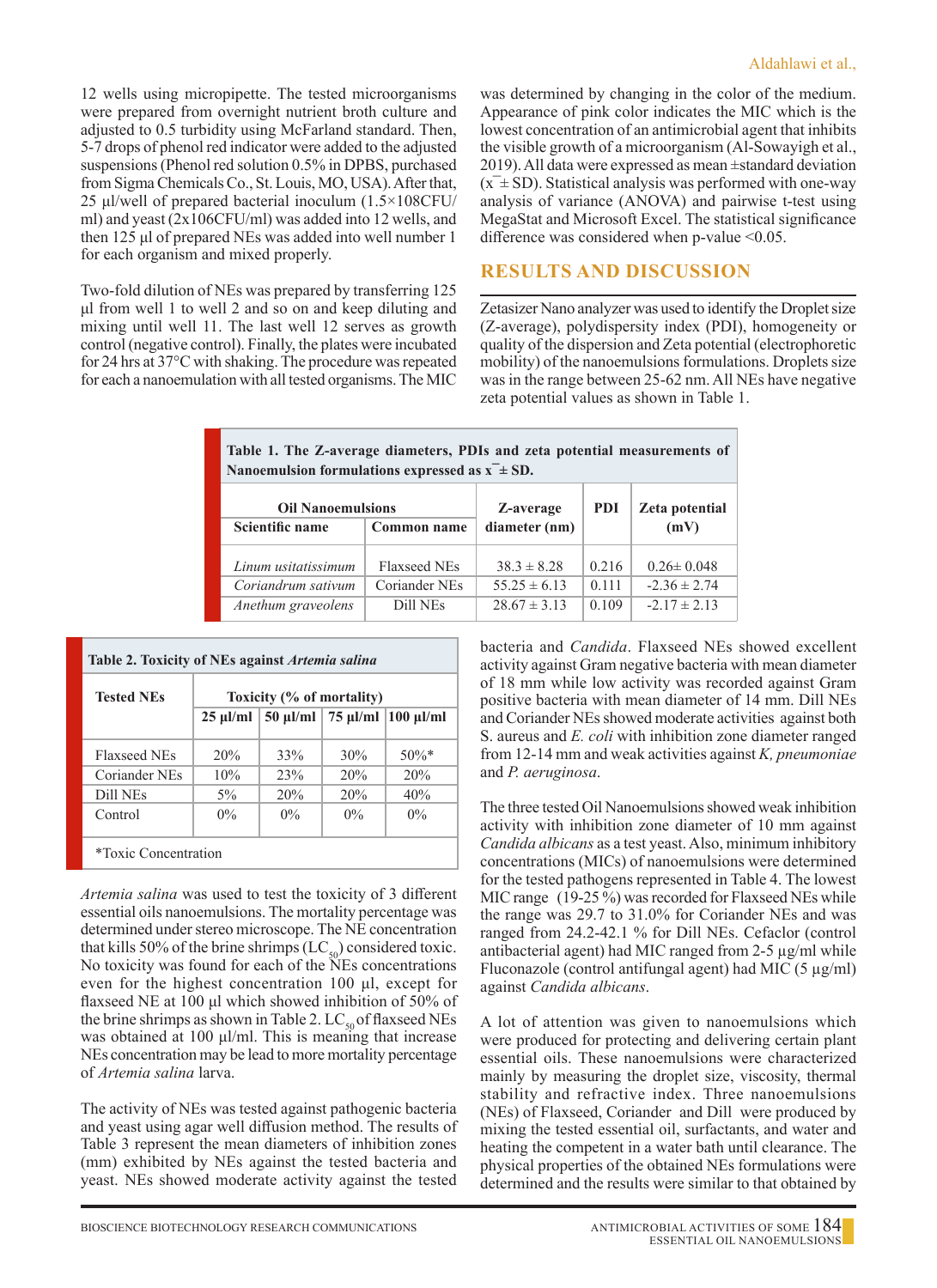12 wells using micropipette. The tested microorganisms were prepared from overnight nutrient broth culture and adjusted to 0.5 turbidity using McFarland standard. Then, 5-7 drops of phenol red indicator were added to the adjusted suspensions (Phenol red solution 0.5% in DPBS, purchased from Sigma Chemicals Co., St. Louis, MO, USA). After that, 25 µl/well of prepared bacterial inoculum (1.5×108CFU/ml) and yeast (2x106CFU/ml) was added into 12 wells, and then 125 µl of prepared NEs was added into well number 1 for each organism and mixed properly.

Two-fold dilution of NEs was prepared by transferring 125 µl from well 1 to well 2 and so on and keep diluting and mixing until well 11. The last well 12 serves as growth control (negative control). Finally, the plates were incubated for 24 hrs at 37°C with shaking. The procedure was repeated for each a nanoemulation with all tested organisms. The MIC was determined by changing in the color of the medium. Appearance of pink color indicates the MIC which is the lowest concentration of an antimicrobial agent that inhibits the visible growth of a microorganism (Al-Sowayigh et al., 2019). All data were expressed as mean ±standard deviation ($\bar{x}$ ± SD). Statistical analysis was performed with one-way analysis of variance (ANOVA) and pairwise t-test using MegaStat and Microsoft Excel. The statistical significance difference was considered when p-value <0.05.

## RESULTS AND DISCUSSION

Zetasizer Nano analyzer was used to identify the Droplet size (Z-average), polydispersity index (PDI), homogeneity or quality of the dispersion and Zeta potential (electrophoretic mobility) of the nanoemulsions formulations. Droplets size was in the range between 25-62 nm. All NEs have negative zeta potential values as shown in Table 1.

**Table 1. The Z-average diameters, PDIs and zeta potential measurements of Nanoemulsion formulations expressed as $\bar{x}$ ± SD.**

| Oil Nanoemulsions | | Z-average diameter (nm) | PDI | Zeta potential (mV) |
|---|---|---|---|---|
| Scientific name | Common name | | | |
| *Linum usitatissimum* | Flaxseed NEs | 38.3 ± 8.28 | 0.216 | 0.26± 0.048 |
| *Coriandrum sativum* | Coriander NEs | 55.25 ± 6.13 | 0.111 | -2.36 ± 2.74 |
| *Anethum graveolens* | Dill NEs | 28.67 ± 3.13 | 0.109 | -2.17 ± 2.13 |

**Table 2. Toxicity of NEs against *Artemia salina***

| Tested NEs | Toxicity (% of mortality) | | | |
|---|---|---|---|---|
| | 25 µl/ml | 50 µl/ml | 75 µl/ml | 100 µl/ml |
| Flaxseed NEs | 20% | 33% | 30% | 50%* |
| Coriander NEs | 10% | 23% | 20% | 20% |
| Dill NEs | 5% | 20% | 20% | 40% |
| Control | 0% | 0% | 0% | 0% |

*Toxic Concentration

*Artemia salina* was used to test the toxicity of 3 different essential oils nanoemulsions. The mortality percentage was determined under stereo microscope. The NE concentration that kills 50% of the brine shrimps ($LC_{50}$) considered toxic. No toxicity was found for each of the NEs concentrations even for the highest concentration 100 µl, except for flaxseed NE at 100 µl which showed inhibition of 50% of the brine shrimps as shown in Table 2. $LC_{50}$ of flaxseed NEs was obtained at 100 µl/ml. This is meaning that increase NEs concentration may be lead to more mortality percentage of *Artemia salina* larva.

The activity of NEs was tested against pathogenic bacteria and yeast using agar well diffusion method. The results of Table 3 represent the mean diameters of inhibition zones (mm) exhibited by NEs against the tested bacteria and yeast. NEs showed moderate activity against the tested bacteria and *Candida*. Flaxseed NEs showed excellent activity against Gram negative bacteria with mean diameter of 18 mm while low activity was recorded against Gram positive bacteria with mean diameter of 14 mm. Dill NEs and Coriander NEs showed moderate activities against both S. aureus and *E. coli* with inhibition zone diameter ranged from 12-14 mm and weak activities against *K, pneumoniae* and *P. aeruginosa*.

The three tested Oil Nanoemulsions showed weak inhibition activity with inhibition zone diameter of 10 mm against *Candida albicans* as a test yeast. Also, minimum inhibitory concentrations (MICs) of nanoemulsions were determined for the tested pathogens represented in Table 4. The lowest MIC range (19-25 %) was recorded for Flaxseed NEs while the range was 29.7 to 31.0% for Coriander NEs and was ranged from 24.2-42.1 % for Dill NEs. Cefaclor (control antibacterial agent) had MIC ranged from 2-5 µg/ml while Fluconazole (control antifungal agent) had MIC (5 µg/ml) against *Candida albicans*.

A lot of attention was given to nanoemulsions which were produced for protecting and delivering certain plant essential oils. These nanoemulsions were characterized mainly by measuring the droplet size, viscosity, thermal stability and refractive index. Three nanoemulsions (NEs) of Flaxseed, Coriander and Dill were produced by mixing the tested essential oil, surfactants, and water and heating the competent in a water bath until clearance. The physical properties of the obtained NEs formulations were determined and the results were similar to that obtained by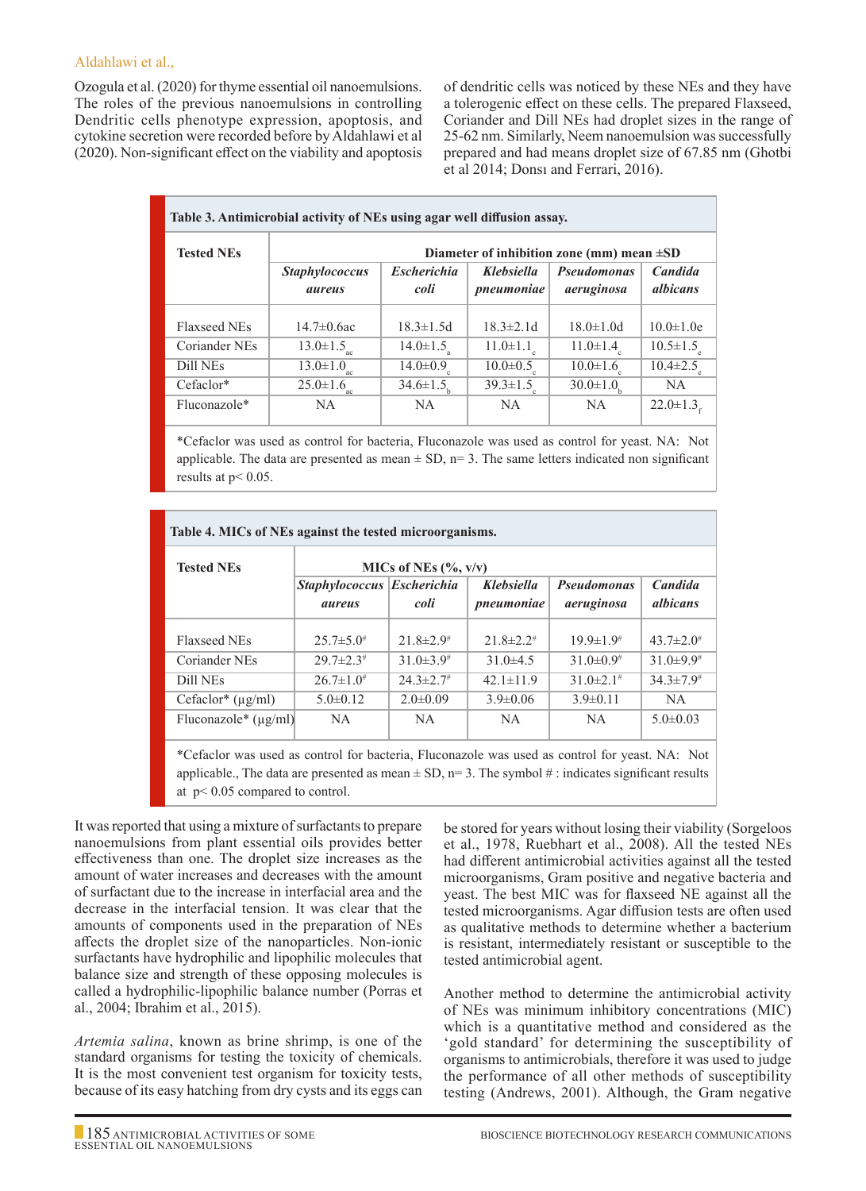Ozogula et al. (2020) for thyme essential oil nanoemulsions. The roles of the previous nanoemulsions in controlling Dendritic cells phenotype expression, apoptosis, and cytokine secretion were recorded before by Aldahlawi et al (2020). Non-significant effect on the viability and apoptosis of dendritic cells was noticed by these NEs and they have a tolerogenic effect on these cells. The prepared Flaxseed, Coriander and Dill NEs had droplet sizes in the range of 25-62 nm. Similarly, Neem nanoemulsion was successfully prepared and had means droplet size of 67.85 nm (Ghotbi et al 2014; Donsı and Ferrari, 2016).

**Table 3. Antimicrobial activity of NEs using agar well diffusion assay.**

| Tested NEs | Diameter of inhibition zone (mm) mean ±SD | | | | |
|---|---|---|---|---|---|
| | *Staphylococcus aureus* | *Escherichia coli* | *Klebsiella pneumoniae* | *Pseudomonas aeruginosa* | *Candida albicans* |
| Flaxseed NEs | 14.7±0.6ac | 18.3±1.5d | 18.3±2.1d | 18.0±1.0d | 10.0±1.0e |
| Coriander NEs | $13.0±1.5_{ac}$ | $14.0±1.5_{a}$ | $11.0±1.1_{c}$ | $11.0±1.4_{c}$ | $10.5±1.5_{e}$ |
| Dill NEs | $13.0±1.0_{ac}$ | $14.0±0.9_{c}$ | $10.0±0.5_{c}$ | $10.0±1.6_{c}$ | $10.4±2.5_{e}$ |
| Cefaclor* | $25.0±1.6_{ac}$ | $34.6±1.5_{b}$ | $39.3±1.5_{c}$ | $30.0±1.0_{b}$ | NA |
| Fluconazole* | NA | NA | NA | NA | $22.0±1.3_{f}$ |

*Cefaclor was used as control for bacteria, Fluconazole was used as control for yeast. NA: Not applicable. The data are presented as mean ± SD, n= 3. The same letters indicated non significant results at p< 0.05.

**Table 4. MICs of NEs against the tested microorganisms.**

| Tested NEs | MICs of NEs (%, v/v) | | | | |
|---|---|---|---|---|---|
| | *Staphylococcus aureus* | *Escherichia coli* | *Klebsiella pneumoniae* | *Pseudomonas aeruginosa* | *Candida albicans* |
| Flaxseed NEs | 25.7±5.0[#] | 21.8±2.9[#] | 21.8±2.2[#] | 19.9±1.9[#] | 43.7±2.0[#] |
| Coriander NEs | 29.7±2.3[#] | 31.0±3.9[#] | 31.0±4.5 | 31.0±0.9[#] | 31.0±9.9[#] |
| Dill NEs | 26.7±1.0[#] | 24.3±2.7[#] | 42.1±11.9 | 31.0±2.1[#] | 34.3±7.9[#] |
| Cefaclor* (µg/ml) | 5.0±0.12 | 2.0±0.09 | 3.9±0.06 | 3.9±0.11 | NA |
| Fluconazole* (µg/ml) | NA | NA | NA | NA | 5.0±0.03 |

*Cefaclor was used as control for bacteria, Fluconazole was used as control for yeast. NA: Not applicable., The data are presented as mean ± SD, n= 3. The symbol # : indicates significant results at p< 0.05 compared to control.

It was reported that using a mixture of surfactants to prepare nanoemulsions from plant essential oils provides better effectiveness than one. The droplet size increases as the amount of water increases and decreases with the amount of surfactant due to the increase in interfacial area and the decrease in the interfacial tension. It was clear that the amounts of components used in the preparation of NEs affects the droplet size of the nanoparticles. Non-ionic surfactants have hydrophilic and lipophilic molecules that balance size and strength of these opposing molecules is called a hydrophilic-lipophilic balance number (Porras et al., 2004; Ibrahim et al., 2015).

*Artemia salina*, known as brine shrimp, is one of the standard organisms for testing the toxicity of chemicals. It is the most convenient test organism for toxicity tests, because of its easy hatching from dry cysts and its eggs can be stored for years without losing their viability (Sorgeloos et al., 1978, Ruebhart et al., 2008). All the tested NEs had different antimicrobial activities against all the tested microorganisms, Gram positive and negative bacteria and yeast. The best MIC was for flaxseed NE against all the tested microorganisms. Agar diffusion tests are often used as qualitative methods to determine whether a bacterium is resistant, intermediately resistant or susceptible to the tested antimicrobial agent.

Another method to determine the antimicrobial activity of NEs was minimum inhibitory concentrations (MIC) which is a quantitative method and considered as the 'gold standard' for determining the susceptibility of organisms to antimicrobials, therefore it was used to judge the performance of all other methods of susceptibility testing (Andrews, 2001). Although, the Gram negative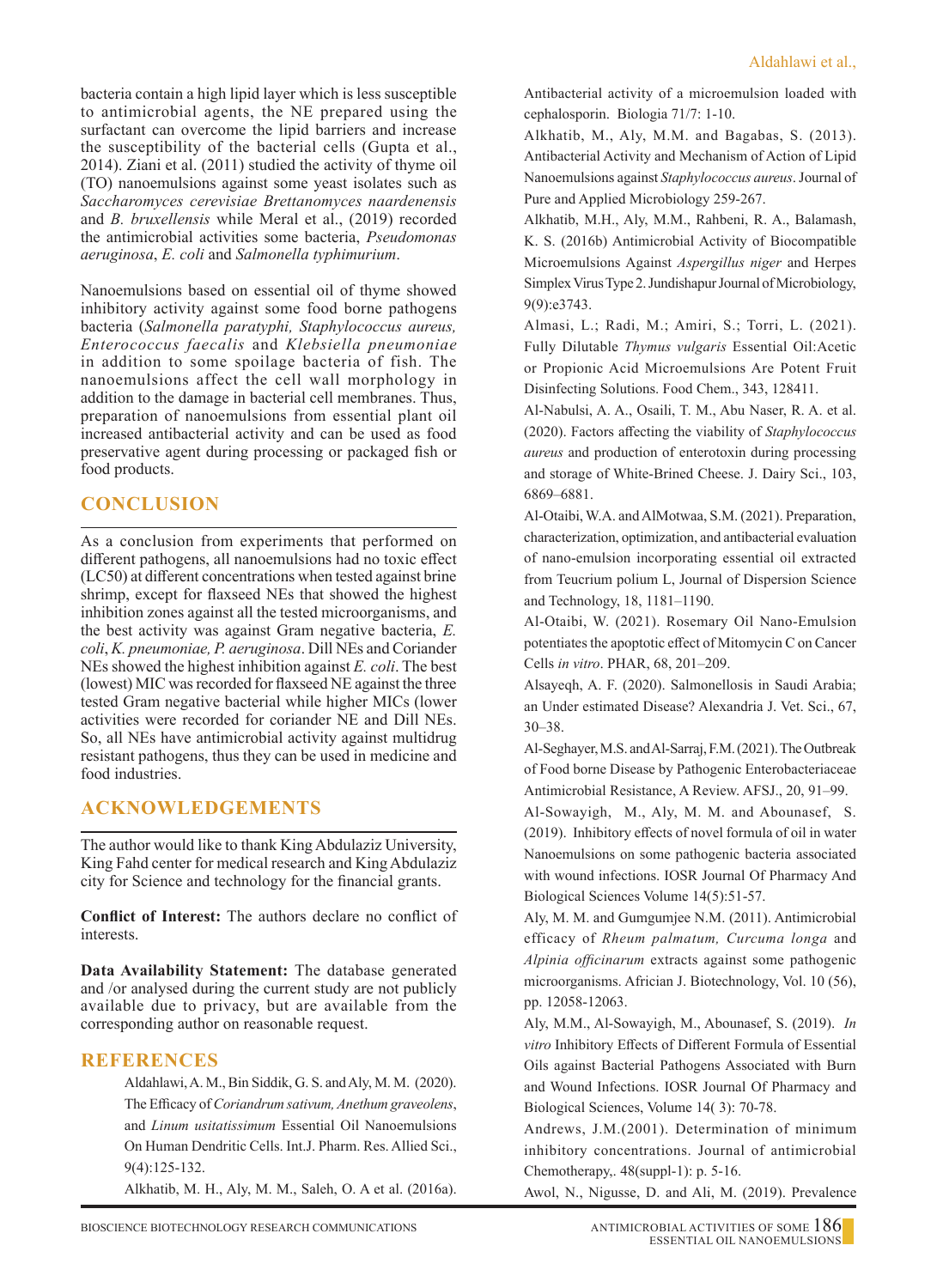bacteria contain a high lipid layer which is less susceptible to antimicrobial agents, the NE prepared using the surfactant can overcome the lipid barriers and increase the susceptibility of the bacterial cells (Gupta et al., 2014). Ziani et al. (2011) studied the activity of thyme oil (TO) nanoemulsions against some yeast isolates such as *Saccharomyces cerevisiae Brettanomyces naardenensis* and *B. bruxellensis* while Meral et al., (2019) recorded the antimicrobial activities some bacteria, *Pseudomonas aeruginosa*, *E. coli* and *Salmonella typhimurium*.

Nanoemulsions based on essential oil of thyme showed inhibitory activity against some food borne pathogens bacteria (*Salmonella paratyphi, Staphylococcus aureus, Enterococcus faecalis* and *Klebsiella pneumoniae* in addition to some spoilage bacteria of fish. The nanoemulsions affect the cell wall morphology in addition to the damage in bacterial cell membranes. Thus, preparation of nanoemulsions from essential plant oil increased antibacterial activity and can be used as food preservative agent during processing or packaged fish or food products.

## CONCLUSION

As a conclusion from experiments that performed on different pathogens, all nanoemulsions had no toxic effect (LC50) at different concentrations when tested against brine shrimp, except for flaxseed NEs that showed the highest inhibition zones against all the tested microorganisms, and the best activity was against Gram negative bacteria, *E. coli*, *K. pneumoniae, P. aeruginosa*. Dill NEs and Coriander NEs showed the highest inhibition against *E. coli*. The best (lowest) MIC was recorded for flaxseed NE against the three tested Gram negative bacterial while higher MICs (lower activities were recorded for coriander NE and Dill NEs. So, all NEs have antimicrobial activity against multidrug resistant pathogens, thus they can be used in medicine and food industries.

## ACKNOWLEDGEMENTS

The author would like to thank King Abdulaziz University, King Fahd center for medical research and King Abdulaziz city for Science and technology for the financial grants.

**Conflict of Interest:** The authors declare no conflict of interests.

**Data Availability Statement:** The database generated and /or analysed during the current study are not publicly available due to privacy, but are available from the corresponding author on reasonable request.

## REFERENCES

Aldahlawi, A. M., Bin Siddik, G. S. and Aly, M. M. (2020). The Efficacy of *Coriandrum sativum, Anethum graveolens*, and *Linum usitatissimum* Essential Oil Nanoemulsions On Human Dendritic Cells. Int.J. Pharm. Res. Allied Sci., 9(4):125-132.

Alkhatib, M. H., Aly, M. M., Saleh, O. A et al. (2016a). Antibacterial activity of a microemulsion loaded with cephalosporin. Biologia 71/7: 1-10.

Alkhatib, M., Aly, M.M. and Bagabas, S. (2013). Antibacterial Activity and Mechanism of Action of Lipid Nanoemulsions against *Staphylococcus aureus*. Journal of Pure and Applied Microbiology 259-267.

Alkhatib, M.H., Aly, M.M., Rahbeni, R. A., Balamash, K. S. (2016b) Antimicrobial Activity of Biocompatible Microemulsions Against *Aspergillus niger* and Herpes Simplex Virus Type 2. Jundishapur Journal of Microbiology, 9(9):e3743.

Almasi, L.; Radi, M.; Amiri, S.; Torri, L. (2021). Fully Dilutable *Thymus vulgaris* Essential Oil:Acetic or Propionic Acid Microemulsions Are Potent Fruit Disinfecting Solutions. Food Chem., 343, 128411.

Al-Nabulsi, A. A., Osaili, T. M., Abu Naser, R. A. et al. (2020). Factors affecting the viability of *Staphylococcus aureus* and production of enterotoxin during processing and storage of White-Brined Cheese. J. Dairy Sci., 103, 6869–6881.

Al-Otaibi, W.A. and AlMotwaa, S.M. (2021). Preparation, characterization, optimization, and antibacterial evaluation of nano-emulsion incorporating essential oil extracted from Teucrium polium L, Journal of Dispersion Science and Technology, 18, 1181–1190.

Al-Otaibi, W. (2021). Rosemary Oil Nano-Emulsion potentiates the apoptotic effect of Mitomycin C on Cancer Cells *in vitro*. PHAR, 68, 201–209.

Alsayeqh, A. F. (2020). Salmonellosis in Saudi Arabia; an Under estimated Disease? Alexandria J. Vet. Sci., 67, 30–38.

Al-Seghayer, M.S. and Al-Sarraj, F.M. (2021). The Outbreak of Food borne Disease by Pathogenic Enterobacteriaceae Antimicrobial Resistance, A Review. AFSJ., 20, 91–99.

Al-Sowayigh, M., Aly, M. M. and Abounasef, S. (2019). Inhibitory effects of novel formula of oil in water Nanoemulsions on some pathogenic bacteria associated with wound infections. IOSR Journal Of Pharmacy And Biological Sciences Volume 14(5):51-57.

Aly, M. M. and Gumgumjee N.M. (2011). Antimicrobial efficacy of *Rheum palmatum, Curcuma longa* and *Alpinia officinarum* extracts against some pathogenic microorganisms. African J. Biotechnology, Vol. 10 (56), pp. 12058-12063.

Aly, M.M., Al-Sowayigh, M., Abounasef, S. (2019). *In vitro* Inhibitory Effects of Different Formula of Essential Oils against Bacterial Pathogens Associated with Burn and Wound Infections. IOSR Journal Of Pharmacy and Biological Sciences, Volume 14( 3): 70-78.

Andrews, J.M.(2001). Determination of minimum inhibitory concentrations. Journal of antimicrobial Chemotherapy,. 48(suppl-1): p. 5-16.

Awol, N., Nigusse, D. and Ali, M. (2019). Prevalence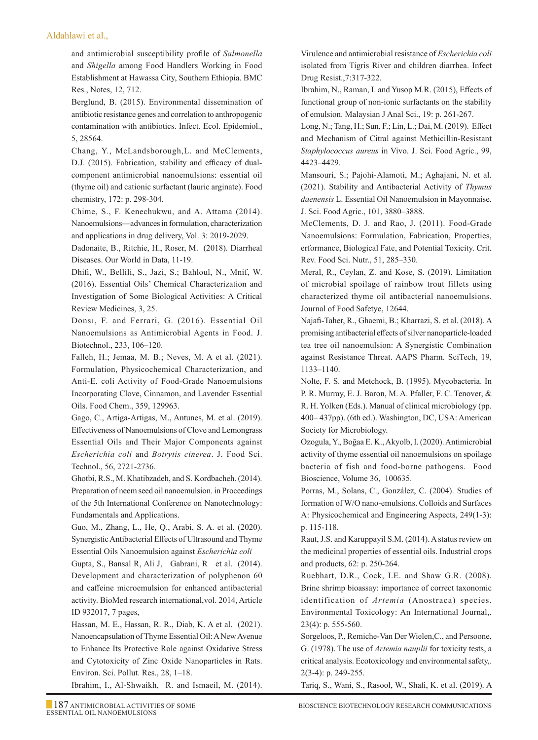and antimicrobial susceptibility profile of *Salmonella* and *Shigella* among Food Handlers Working in Food Establishment at Hawassa City, Southern Ethiopia. BMC Res., Notes, 12, 712.

Berglund, B. (2015). Environmental dissemination of antibiotic resistance genes and correlation to anthropogenic contamination with antibiotics. Infect. Ecol. Epidemiol., 5, 28564.

Chang, Y., McLandsborough,L. and McClements, D.J. (2015). Fabrication, stability and efficacy of dual-component antimicrobial nanoemulsions: essential oil (thyme oil) and cationic surfactant (lauric arginate). Food chemistry, 172: p. 298-304.

Chime, S., F. Kenechukwu, and A. Attama (2014). Nanoemulsions—advances in formulation, characterization and applications in drug delivery, Vol. 3: 2019-2029.

Dadonaite, B., Ritchie, H., Roser, M. (2018). Diarrheal Diseases. Our World in Data, 11-19.

Dhifi, W., Bellili, S., Jazi, S.; Bahloul, N., Mnif, W. (2016). Essential Oils' Chemical Characterization and Investigation of Some Biological Activities: A Critical Review Medicines, 3, 25.

Donsı, F. and Ferrari, G. (2016). Essential Oil Nanoemulsions as Antimicrobial Agents in Food. J. Biotechnol., 233, 106–120.

Falleh, H.; Jemaa, M. B.; Neves, M. A et al. (2021). Formulation, Physicochemical Characterization, and Anti-E. coli Activity of Food-Grade Nanoemulsions Incorporating Clove, Cinnamon, and Lavender Essential Oils. Food Chem., 359, 129963.

Gago, C., Artiga-Artigas, M., Antunes, M. et al. (2019). Effectiveness of Nanoemulsions of Clove and Lemongrass Essential Oils and Their Major Components against *Escherichia coli* and *Botrytis cinerea*. J. Food Sci. Technol., 56, 2721-2736.

Ghotbi, R.S., M. Khatibzadeh, and S. Kordbacheh. (2014). Preparation of neem seed oil nanoemulsion. in Proceedings of the 5th International Conference on Nanotechnology: Fundamentals and Applications.

Guo, M., Zhang, L., He, Q., Arabi, S. A. et al. (2020). Synergistic Antibacterial Effects of Ultrasound and Thyme Essential Oils Nanoemulsion against *Escherichia coli*

Gupta, S., Bansal R, Ali J, Gabrani, R et al. (2014). Development and characterization of polyphenon 60 and caffeine microemulsion for enhanced antibacterial activity. BioMed research international,vol. 2014, Article ID 932017, 7 pages,

Hassan, M. E., Hassan, R. R., Diab, K. A et al. (2021). Nanoencapsulation of Thyme Essential Oil: A New Avenue to Enhance Its Protective Role against Oxidative Stress and Cytotoxicity of Zinc Oxide Nanoparticles in Rats. Environ. Sci. Pollut. Res., 28, 1–18.

Ibrahim, I., Al-Shwaikh, R. and Ismaeil, M. (2014). Virulence and antimicrobial resistance of *Escherichia coli* isolated from Tigris River and children diarrhea. Infect Drug Resist.,7:317-322.

Ibrahim, N., Raman, I. and Yusop M.R. (2015), Effects of functional group of non-ionic surfactants on the stability of emulsion. Malaysian J Anal Sci., 19: p. 261-267.

Long, N.; Tang, H.; Sun, F.; Lin, L.; Dai, M. (2019). Effect and Mechanism of Citral against Methicillin-Resistant *Staphylococcus aureus* in Vivo. J. Sci. Food Agric., 99, 4423–4429.

Mansouri, S.; Pajohi-Alamoti, M.; Aghajani, N. et al. (2021). Stability and Antibacterial Activity of *Thymus daenensis* L. Essential Oil Nanoemulsion in Mayonnaise. J. Sci. Food Agric., 101, 3880–3888.

McClements, D. J. and Rao, J. (2011). Food-Grade Nanoemulsions: Formulation, Fabrication, Properties, erformance, Biological Fate, and Potential Toxicity. Crit. Rev. Food Sci. Nutr., 51, 285–330.

Meral, R., Ceylan, Z. and Kose, S. (2019). Limitation of microbial spoilage of rainbow trout fillets using characterized thyme oil antibacterial nanoemulsions. Journal of Food Safetye, 12644.

Najafi-Taher, R., Ghaemi, B.; Kharrazi, S. et al. (2018). A promising antibacterial effects of silver nanoparticle-loaded tea tree oil nanoemulsion: A Synergistic Combination against Resistance Threat. AAPS Pharm. SciTech, 19, 1133–1140.

Nolte, F. S. and Metchock, B. (1995). Mycobacteria. In P. R. Murray, E. J. Baron, M. A. Pfaller, F. C. Tenover, & R. H. Yolken (Eds.). Manual of clinical microbiology (pp. 400– 437pp). (6th ed.). Washington, DC, USA: American Society for Microbiology.

Ozogula, Y., Boğaa E. K., Akyolb, I. (2020). Antimicrobial activity of thyme essential oil nanoemulsions on spoilage bacteria of fish and food-borne pathogens. Food Bioscience, Volume 36, 100635.

Porras, M., Solans, C., González, C. (2004). Studies of formation of W/O nano-emulsions. Colloids and Surfaces A: Physicochemical and Engineering Aspects, 249(1-3): p. 115-118.

Raut, J.S. and Karuppayil S.M. (2014). A status review on the medicinal properties of essential oils. Industrial crops and products, 62: p. 250-264.

Ruebhart, D.R., Cock, I.E. and Shaw G.R. (2008). Brine shrimp bioassay: importance of correct taxonomic identification of *Artemia* (Anostraca) species. Environmental Toxicology: An International Journal,. 23(4): p. 555-560.

Sorgeloos, P., Remiche-Van Der Wielen,C., and Persoone, G. (1978). The use of *Artemia nauplii* for toxicity tests, a critical analysis. Ecotoxicology and environmental safety,. 2(3-4): p. 249-255.

Tariq, S., Wani, S., Rasool, W., Shafi, K. et al. (2019). A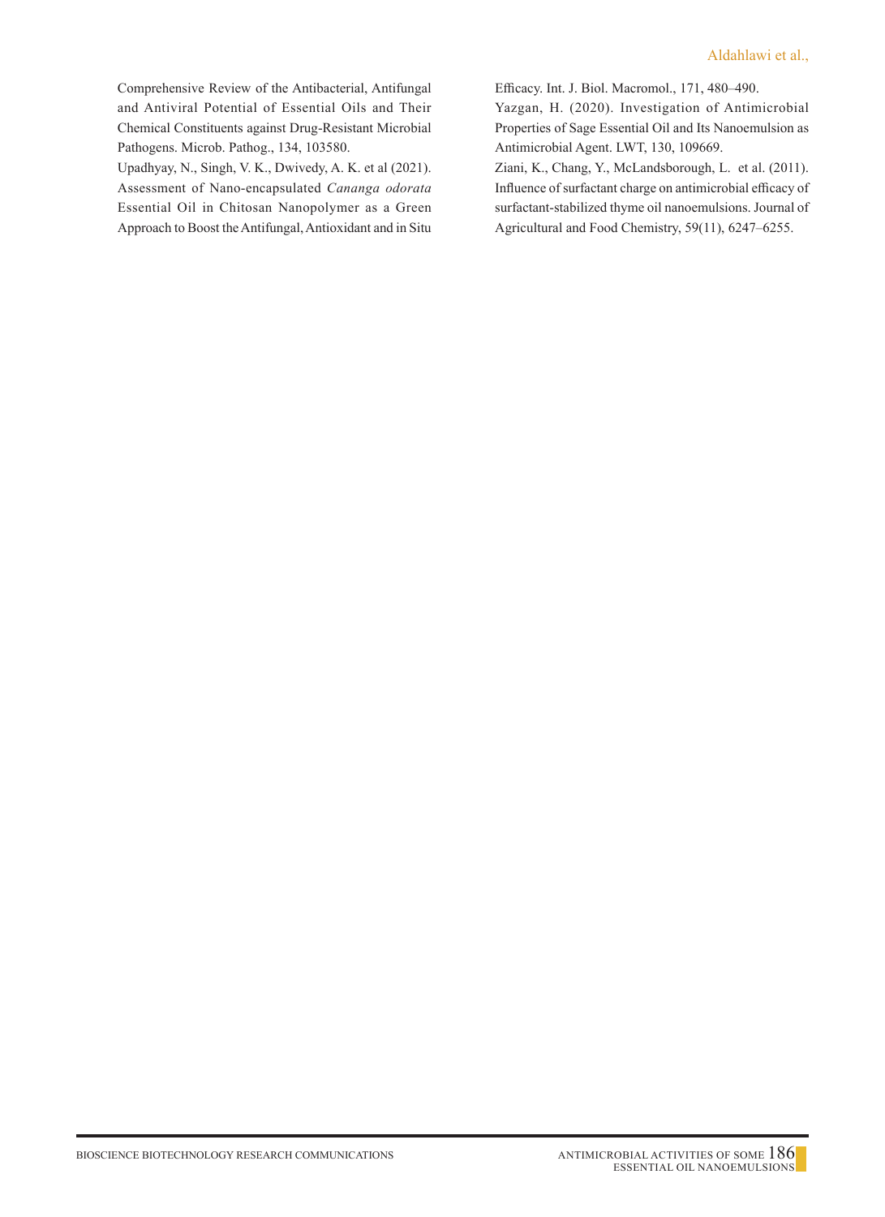Comprehensive Review of the Antibacterial, Antifungal and Antiviral Potential of Essential Oils and Their Chemical Constituents against Drug-Resistant Microbial Pathogens. Microb. Pathog., 134, 103580.

Upadhyay, N., Singh, V. K., Dwivedy, A. K. et al (2021). Assessment of Nano-encapsulated *Cananga odorata* Essential Oil in Chitosan Nanopolymer as a Green Approach to Boost the Antifungal, Antioxidant and in Situ Efficacy. Int. J. Biol. Macromol., 171, 480–490.

Yazgan, H. (2020). Investigation of Antimicrobial Properties of Sage Essential Oil and Its Nanoemulsion as Antimicrobial Agent. LWT, 130, 109669.

Ziani, K., Chang, Y., McLandsborough, L. et al. (2011). Influence of surfactant charge on antimicrobial efficacy of surfactant-stabilized thyme oil nanoemulsions. Journal of Agricultural and Food Chemistry, 59(11), 6247–6255.